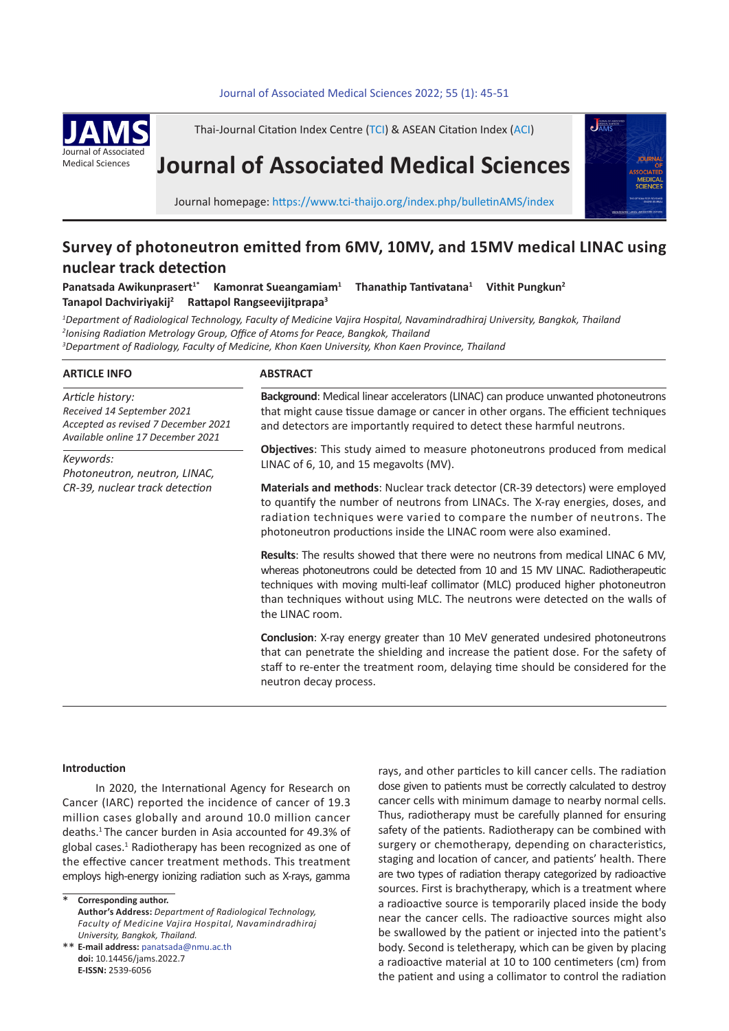Thai-Journal Citation Index Centre (TCI) & ASEAN Citation Index (ACI)

# Journal of Associated Medical Sciences

Journal homepage: https://www.tci-thaijo.org/index.php/bulletinAMS/index

## Survey of photoneutron emitted from 6MV, 10MV, and 15MV medical LINAC using nuclear track detection

**Panatsada Awikunprasert[1*] Kamonrat Sueangamiam[1] Thanathip Tantivatana[1] Vithit Pungkun[2] Tanapol Dachviriyakij[2] Rattapol Rangseevijitprapa[3]**

*[1]Department of Radiological Technology, Faculty of Medicine Vajira Hospital, Navamindradhiraj University, Bangkok, Thailand*
*[2]Ionising Radiation Metrology Group, Office of Atoms for Peace, Bangkok, Thailand*
*[3]Department of Radiology, Faculty of Medicine, Khon Kaen University, Khon Kaen Province, Thailand*

### ARTICLE INFO

*Article history:*
*Received 14 September 2021*
*Accepted as revised 7 December 2021*
*Available online 17 December 2021*

*Keywords:*
*Photoneutron, neutron, LINAC, CR-39, nuclear track detection*

### ABSTRACT

**Background**: Medical linear accelerators (LINAC) can produce unwanted photoneutrons that might cause tissue damage or cancer in other organs. The efficient techniques and detectors are importantly required to detect these harmful neutrons.

**Objectives**: This study aimed to measure photoneutrons produced from medical LINAC of 6, 10, and 15 megavolts (MV).

**Materials and methods**: Nuclear track detector (CR-39 detectors) were employed to quantify the number of neutrons from LINACs. The X-ray energies, doses, and radiation techniques were varied to compare the number of neutrons. The photoneutron productions inside the LINAC room were also examined.

**Results**: The results showed that there were no neutrons from medical LINAC 6 MV, whereas photoneutrons could be detected from 10 and 15 MV LINAC. Radiotherapeutic techniques with moving multi-leaf collimator (MLC) produced higher photoneutron than techniques without using MLC. The neutrons were detected on the walls of the LINAC room.

**Conclusion**: X-ray energy greater than 10 MeV generated undesired photoneutrons that can penetrate the shielding and increase the patient dose. For the safety of staff to re-enter the treatment room, delaying time should be considered for the neutron decay process.

### Introduction

In 2020, the International Agency for Research on Cancer (IARC) reported the incidence of cancer of 19.3 million cases globally and around 10.0 million cancer deaths.[1] The cancer burden in Asia accounted for 49.3% of global cases.[1] Radiotherapy has been recognized as one of the effective cancer treatment methods. This treatment employs high-energy ionizing radiation such as X-rays, gamma rays, and other particles to kill cancer cells. The radiation dose given to patients must be correctly calculated to destroy cancer cells with minimum damage to nearby normal cells. Thus, radiotherapy must be carefully planned for ensuring safety of the patients. Radiotherapy can be combined with surgery or chemotherapy, depending on characteristics, staging and location of cancer, and patients' health. There are two types of radiation therapy categorized by radioactive sources. First is brachytherapy, which is a treatment where a radioactive source is temporarily placed inside the body near the cancer cells. The radioactive sources might also be swallowed by the patient or injected into the patient's body. Second is teletherapy, which can be given by placing a radioactive material at 10 to 100 centimeters (cm) from the patient and using a collimator to control the radiation

---

\* **Corresponding author.**
**Author's Address:** *Department of Radiological Technology, Faculty of Medicine Vajira Hospital, Navamindradhiraj University, Bangkok, Thailand.*
\*\* **E-mail address:** panatsada@nmu.ac.th
**doi:** 10.14456/jams.2022.7
**E-ISSN:** 2539-6056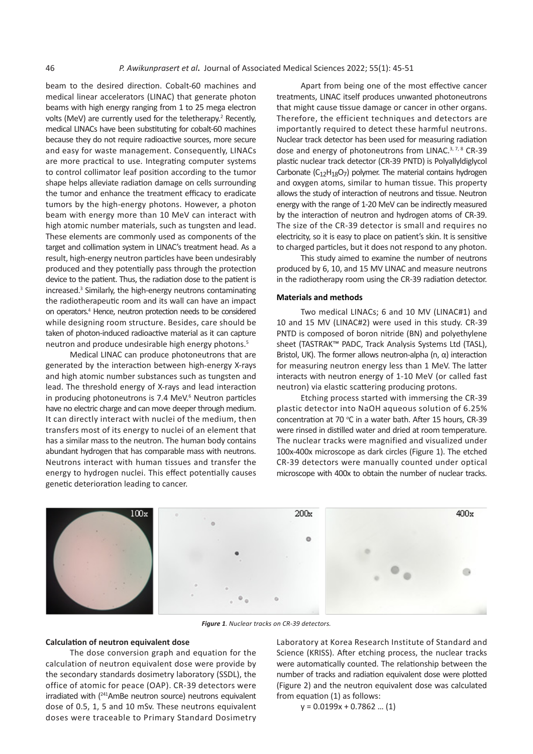beam to the desired direction. Cobalt-60 machines and medical linear accelerators (LINAC) that generate photon beams with high energy ranging from 1 to 25 mega electron volts (MeV) are currently used for the teletherapy.[2] Recently, medical LINACs have been substituting for cobalt-60 machines because they do not require radioactive sources, more secure and easy for waste management. Consequently, LINACs are more practical to use. Integrating computer systems to control collimator leaf position according to the tumor shape helps alleviate radiation damage on cells surrounding the tumor and enhance the treatment efficacy to eradicate tumors by the high-energy photons. However, a photon beam with energy more than 10 MeV can interact with high atomic number materials, such as tungsten and lead. These elements are commonly used as components of the target and collimation system in LINAC's treatment head. As a result, high-energy neutron particles have been undesirably produced and they potentially pass through the protection device to the patient. Thus, the radiation dose to the patient is increased.[3] Similarly, the high-energy neutrons contaminating the radiotherapeutic room and its wall can have an impact on operators.[4] Hence, neutron protection needs to be considered while designing room structure. Besides, care should be taken of photon-induced radioactive material as it can capture neutron and produce undesirable high energy photons.[5]

Medical LINAC can produce photoneutrons that are generated by the interaction between high-energy X-rays and high atomic number substances such as tungsten and lead. The threshold energy of X-rays and lead interaction in producing photoneutrons is 7.4 MeV.[6] Neutron particles have no electric charge and can move deeper through medium. It can directly interact with nuclei of the medium, then transfers most of its energy to nuclei of an element that has a similar mass to the neutron. The human body contains abundant hydrogen that has comparable mass with neutrons. Neutrons interact with human tissues and transfer the energy to hydrogen nuclei. This effect potentially causes genetic deterioration leading to cancer.

Apart from being one of the most effective cancer treatments, LINAC itself produces unwanted photoneutrons that might cause tissue damage or cancer in other organs. Therefore, the efficient techniques and detectors are importantly required to detect these harmful neutrons. Nuclear track detector has been used for measuring radiation dose and energy of photoneutrons from LINAC.[3, 7, 8] CR-39 plastic nuclear track detector (CR-39 PNTD) is Polyallyldiglycol Carbonate ($C_{12}H_{18}O_7$) polymer. The material contains hydrogen and oxygen atoms, similar to human tissue. This property allows the study of interaction of neutrons and tissue. Neutron energy with the range of 1-20 MeV can be indirectly measured by the interaction of neutron and hydrogen atoms of CR-39. The size of the CR-39 detector is small and requires no electricity, so it is easy to place on patient's skin. It is sensitive to charged particles, but it does not respond to any photon.

This study aimed to examine the number of neutrons produced by 6, 10, and 15 MV LINAC and measure neutrons in the radiotherapy room using the CR-39 radiation detector.

## Materials and methods

Two medical LINACs; 6 and 10 MV (LINAC#1) and 10 and 15 MV (LINAC#2) were used in this study. CR-39 PNTD is composed of boron nitride (BN) and polyethylene sheet (TASTRAK™ PADC, Track Analysis Systems Ltd (TASL), Bristol, UK). The former allows neutron-alpha (n, α) interaction for measuring neutron energy less than 1 MeV. The latter interacts with neutron energy of 1-10 MeV (or called fast neutron) via elastic scattering producing protons.

Etching process started with immersing the CR-39 plastic detector into NaOH aqueous solution of 6.25% concentration at 70 °C in a water bath. After 15 hours, CR-39 were rinsed in distilled water and dried at room temperature. The nuclear tracks were magnified and visualized under 100x-400x microscope as dark circles (Figure 1). The etched CR-39 detectors were manually counted under optical microscope with 400x to obtain the number of nuclear tracks.

*Figure 1. Nuclear tracks on CR-39 detectors.*

### Calculation of neutron equivalent dose

The dose conversion graph and equation for the calculation of neutron equivalent dose were provide by the secondary standards dosimetry laboratory (SSDL), the office of atomic for peace (OAP). CR-39 detectors were irradiated with ($^{241}$AmBe neutron source) neutrons equivalent dose of 0.5, 1, 5 and 10 mSv. These neutrons equivalent doses were traceable to Primary Standard Dosimetry Laboratory at Korea Research Institute of Standard and Science (KRISS). After etching process, the nuclear tracks were automatically counted. The relationship between the number of tracks and radiation equivalent dose were plotted (Figure 2) and the neutron equivalent dose was calculated from equation (1) as follows:

$$y = 0.0199x + 0.7862 \quad (1)$$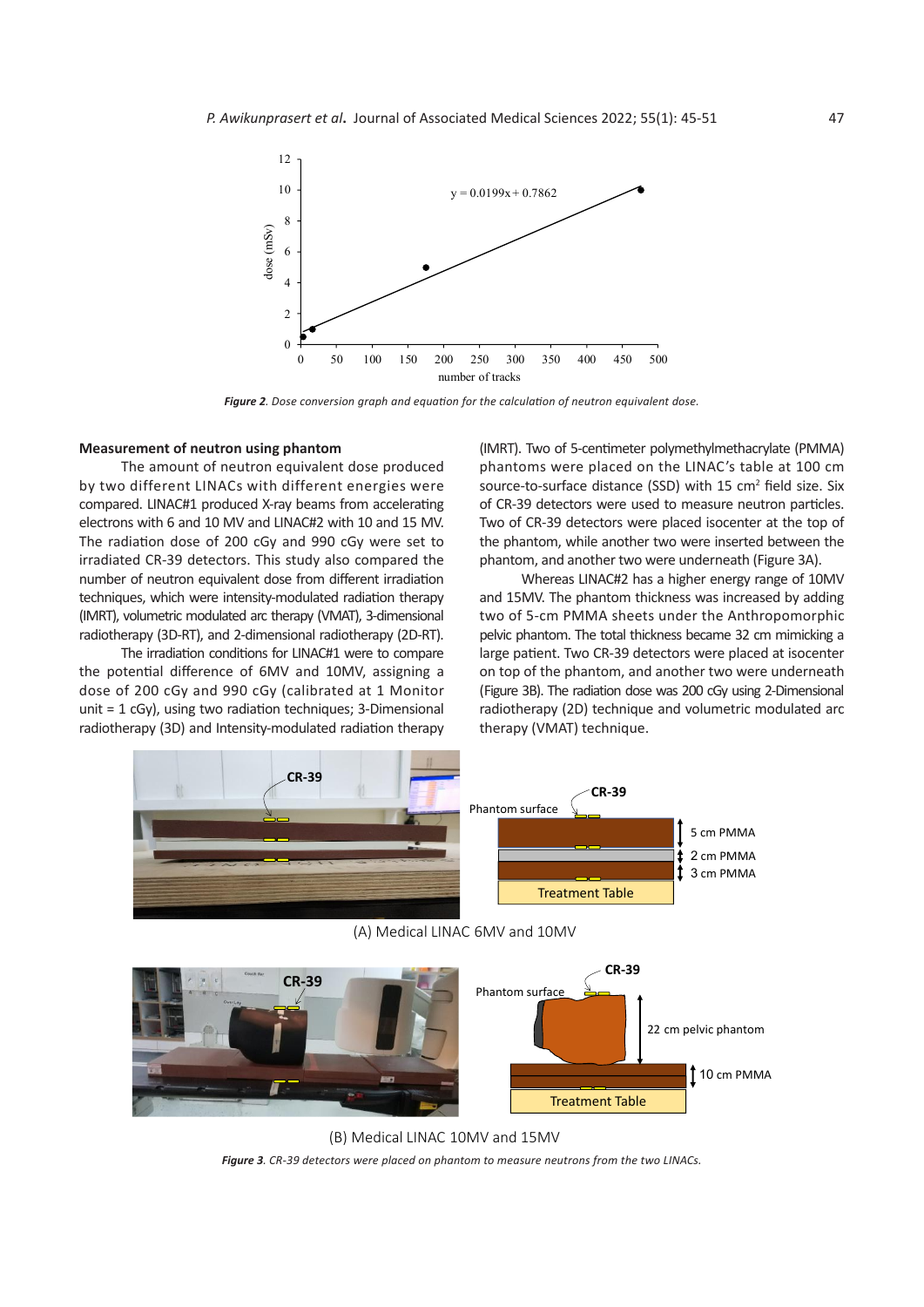*Figure 2. Dose conversion graph and equation for the calculation of neutron equivalent dose.*

**Measurement of neutron using phantom**

The amount of neutron equivalent dose produced by two different LINACs with different energies were compared. LINAC#1 produced X-ray beams from accelerating electrons with 6 and 10 MV and LINAC#2 with 10 and 15 MV. The radiation dose of 200 cGy and 990 cGy were set to irradiated CR-39 detectors. This study also compared the number of neutron equivalent dose from different irradiation techniques, which were intensity-modulated radiation therapy (IMRT), volumetric modulated arc therapy (VMAT), 3-dimensional radiotherapy (3D-RT), and 2-dimensional radiotherapy (2D-RT).

The irradiation conditions for LINAC#1 were to compare the potential difference of 6MV and 10MV, assigning a dose of 200 cGy and 990 cGy (calibrated at 1 Monitor unit = 1 cGy), using two radiation techniques; 3-Dimensional radiotherapy (3D) and Intensity-modulated radiation therapy (IMRT). Two of 5-centimeter polymethylmethacrylate (PMMA) phantoms were placed on the LINAC's table at 100 cm source-to-surface distance (SSD) with 15 cm$^2$ field size. Six of CR-39 detectors were used to measure neutron particles. Two of CR-39 detectors were placed isocenter at the top of the phantom, while another two were inserted between the phantom, and another two were underneath (Figure 3A).

Whereas LINAC#2 has a higher energy range of 10MV and 15MV. The phantom thickness was increased by adding two of 5-cm PMMA sheets under the Anthropomorphic pelvic phantom. The total thickness became 32 cm mimicking a large patient. Two CR-39 detectors were placed at isocenter on top of the phantom, and another two were underneath (Figure 3B). The radiation dose was 200 cGy using 2-Dimensional radiotherapy (2D) technique and volumetric modulated arc therapy (VMAT) technique.

(A) Medical LINAC 6MV and 10MV

(B) Medical LINAC 10MV and 15MV

*Figure 3. CR-39 detectors were placed on phantom to measure neutrons from the two LINACs.*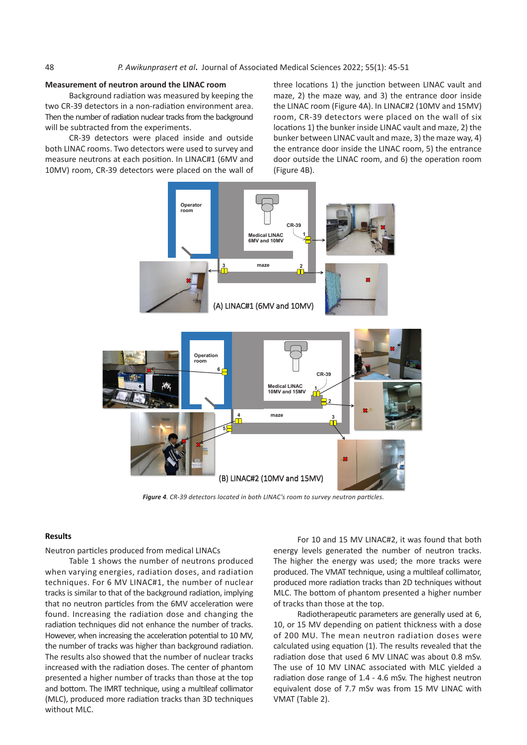**Measurement of neutron around the LINAC room**

Background radiation was measured by keeping the two CR-39 detectors in a non-radiation environment area. Then the number of radiation nuclear tracks from the background will be subtracted from the experiments.

CR-39 detectors were placed inside and outside both LINAC rooms. Two detectors were used to survey and measure neutrons at each position. In LINAC#1 (6MV and 10MV) room, CR-39 detectors were placed on the wall of three locations 1) the junction between LINAC vault and maze, 2) the maze way, and 3) the entrance door inside the LINAC room (Figure 4A). In LINAC#2 (10MV and 15MV) room, CR-39 detectors were placed on the wall of six locations 1) the bunker inside LINAC vault and maze, 2) the bunker between LINAC vault and maze, 3) the maze way, 4) the entrance door inside the LINAC room, 5) the entrance door outside the LINAC room, and 6) the operation room (Figure 4B).

***Figure 4**. CR-39 detectors located in both LINAC's room to survey neutron particles.*

**Results**

Neutron particles produced from medical LINACs

Table 1 shows the number of neutrons produced when varying energies, radiation doses, and radiation techniques. For 6 MV LINAC#1, the number of nuclear tracks is similar to that of the background radiation, implying that no neutron particles from the 6MV acceleration were found. Increasing the radiation dose and changing the radiation techniques did not enhance the number of tracks. However, when increasing the acceleration potential to 10 MV, the number of tracks was higher than background radiation. The results also showed that the number of nuclear tracks increased with the radiation doses. The center of phantom presented a higher number of tracks than those at the top and bottom. The IMRT technique, using a multileaf collimator (MLC), produced more radiation tracks than 3D techniques without MLC.

For 10 and 15 MV LINAC#2, it was found that both energy levels generated the number of neutron tracks. The higher the energy was used; the more tracks were produced. The VMAT technique, using a multileaf collimator, produced more radiation tracks than 2D techniques without MLC. The bottom of phantom presented a higher number of tracks than those at the top.

Radiotherapeutic parameters are generally used at 6, 10, or 15 MV depending on patient thickness with a dose of 200 MU. The mean neutron radiation doses were calculated using equation (1). The results revealed that the radiation dose that used 6 MV LINAC was about 0.8 mSv. The use of 10 MV LINAC associated with MLC yielded a radiation dose range of 1.4 - 4.6 mSv. The highest neutron equivalent dose of 7.7 mSv was from 15 MV LINAC with VMAT (Table 2).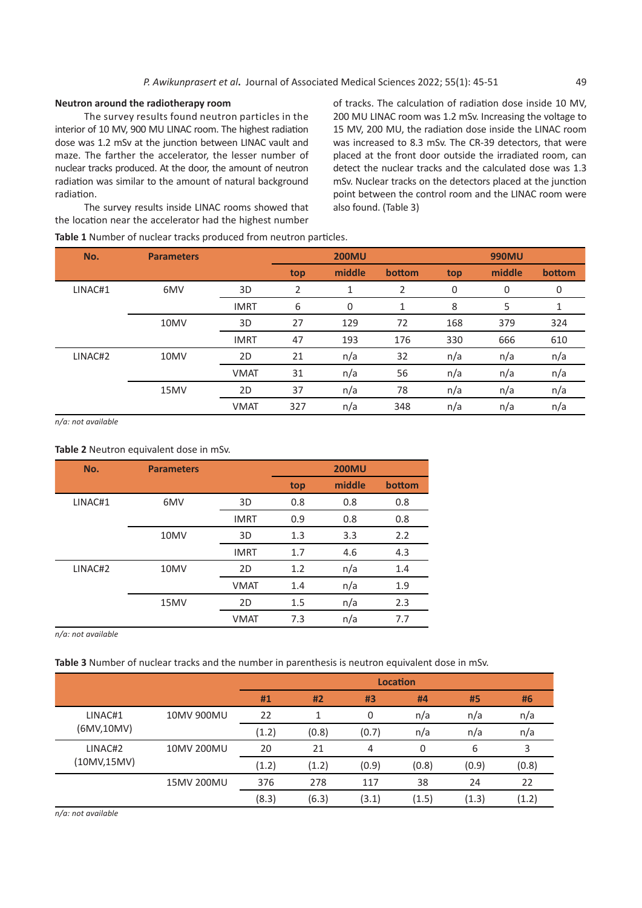### Neutron around the radiotherapy room

The survey results found neutron particles in the interior of 10 MV, 900 MU LINAC room. The highest radiation dose was 1.2 mSv at the junction between LINAC vault and maze. The farther the accelerator, the lesser number of nuclear tracks produced. At the door, the amount of neutron radiation was similar to the amount of natural background radiation.

The survey results inside LINAC rooms showed that the location near the accelerator had the highest number of tracks. The calculation of radiation dose inside 10 MV, 200 MU LINAC room was 1.2 mSv. Increasing the voltage to 15 MV, 200 MU, the radiation dose inside the LINAC room was increased to 8.3 mSv. The CR-39 detectors, that were placed at the front door outside the irradiated room, can detect the nuclear tracks and the calculated dose was 1.3 mSv. Nuclear tracks on the detectors placed at the junction point between the control room and the LINAC room were also found. (Table 3)

**Table 1** Number of nuclear tracks produced from neutron particles.

| No. | Parameters | | 200MU | | | 990MU | | |
|---|---|---|---|---|---|---|---|---|
| | | | top | middle | bottom | top | middle | bottom |
| LINAC#1 | 6MV | 3D | 2 | 1 | 2 | 0 | 0 | 0 |
| | | IMRT | 6 | 0 | 1 | 8 | 5 | 1 |
| | 10MV | 3D | 27 | 129 | 72 | 168 | 379 | 324 |
| | | IMRT | 47 | 193 | 176 | 330 | 666 | 610 |
| LINAC#2 | 10MV | 2D | 21 | n/a | 32 | n/a | n/a | n/a |
| | | VMAT | 31 | n/a | 56 | n/a | n/a | n/a |
| | 15MV | 2D | 37 | n/a | 78 | n/a | n/a | n/a |
| | | VMAT | 327 | n/a | 348 | n/a | n/a | n/a |

*n/a: not available*

**Table 2** Neutron equivalent dose in mSv.

| No. | Parameters | | 200MU | | |
|---|---|---|---|---|---|
| | | | top | middle | bottom |
| LINAC#1 | 6MV | 3D | 0.8 | 0.8 | 0.8 |
| | | IMRT | 0.9 | 0.8 | 0.8 |
| | 10MV | 3D | 1.3 | 3.3 | 2.2 |
| | | IMRT | 1.7 | 4.6 | 4.3 |
| LINAC#2 | 10MV | 2D | 1.2 | n/a | 1.4 |
| | | VMAT | 1.4 | n/a | 1.9 |
| | 15MV | 2D | 1.5 | n/a | 2.3 |
| | | VMAT | 7.3 | n/a | 7.7 |

*n/a: not available*

**Table 3** Number of nuclear tracks and the number in parenthesis is neutron equivalent dose in mSv.

| | | Location | | | | | |
|---|---|---|---|---|---|---|---|
| | | #1 | #2 | #3 | #4 | #5 | #6 |
| LINAC#1 (6MV,10MV) | 10MV 900MU | 22 | 1 | 0 | n/a | n/a | n/a |
| | | (1.2) | (0.8) | (0.7) | n/a | n/a | n/a |
| LINAC#2 (10MV,15MV) | 10MV 200MU | 20 | 21 | 4 | 0 | 6 | 3 |
| | | (1.2) | (1.2) | (0.9) | (0.8) | (0.9) | (0.8) |
| | 15MV 200MU | 376 | 278 | 117 | 38 | 24 | 22 |
| | | (8.3) | (6.3) | (3.1) | (1.5) | (1.3) | (1.2) |

*n/a: not available*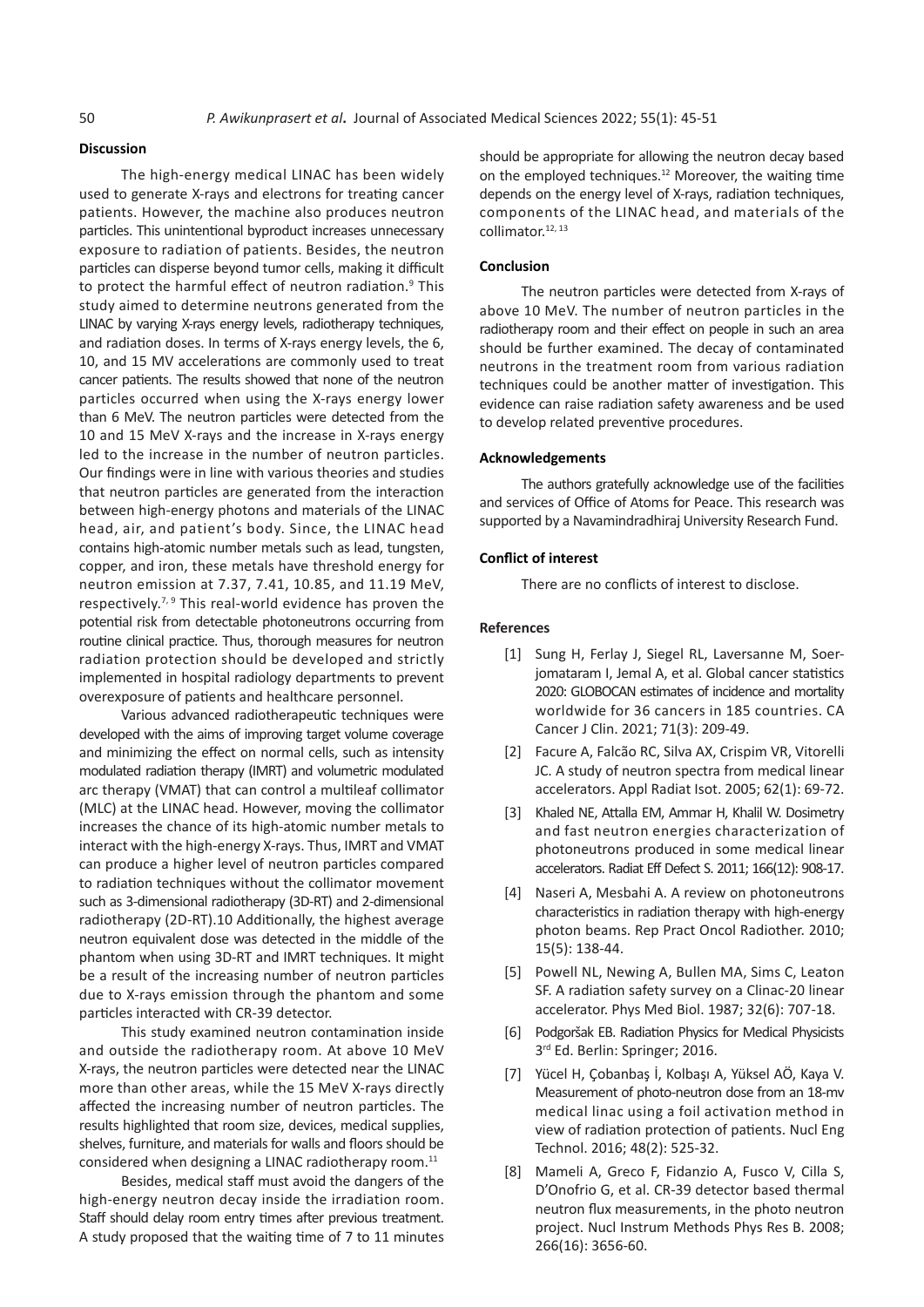**Discussion**

The high-energy medical LINAC has been widely used to generate X-rays and electrons for treating cancer patients. However, the machine also produces neutron particles. This unintentional byproduct increases unnecessary exposure to radiation of patients. Besides, the neutron particles can disperse beyond tumor cells, making it difficult to protect the harmful effect of neutron radiation.[9] This study aimed to determine neutrons generated from the LINAC by varying X-rays energy levels, radiotherapy techniques, and radiation doses. In terms of X-rays energy levels, the 6, 10, and 15 MV accelerations are commonly used to treat cancer patients. The results showed that none of the neutron particles occurred when using the X-rays energy lower than 6 MeV. The neutron particles were detected from the 10 and 15 MeV X-rays and the increase in X-rays energy led to the increase in the number of neutron particles. Our findings were in line with various theories and studies that neutron particles are generated from the interaction between high-energy photons and materials of the LINAC head, air, and patient's body. Since, the LINAC head contains high-atomic number metals such as lead, tungsten, copper, and iron, these metals have threshold energy for neutron emission at 7.37, 7.41, 10.85, and 11.19 MeV, respectively.[7, 9] This real-world evidence has proven the potential risk from detectable photoneutrons occurring from routine clinical practice. Thus, thorough measures for neutron radiation protection should be developed and strictly implemented in hospital radiology departments to prevent overexposure of patients and healthcare personnel.

Various advanced radiotherapeutic techniques were developed with the aims of improving target volume coverage and minimizing the effect on normal cells, such as intensity modulated radiation therapy (IMRT) and volumetric modulated arc therapy (VMAT) that can control a multileaf collimator (MLC) at the LINAC head. However, moving the collimator increases the chance of its high-atomic number metals to interact with the high-energy X-rays. Thus, IMRT and VMAT can produce a higher level of neutron particles compared to radiation techniques without the collimator movement such as 3-dimensional radiotherapy (3D-RT) and 2-dimensional radiotherapy (2D-RT).10 Additionally, the highest average neutron equivalent dose was detected in the middle of the phantom when using 3D-RT and IMRT techniques. It might be a result of the increasing number of neutron particles due to X-rays emission through the phantom and some particles interacted with CR-39 detector.

This study examined neutron contamination inside and outside the radiotherapy room. At above 10 MeV X-rays, the neutron particles were detected near the LINAC more than other areas, while the 15 MeV X-rays directly affected the increasing number of neutron particles. The results highlighted that room size, devices, medical supplies, shelves, furniture, and materials for walls and floors should be considered when designing a LINAC radiotherapy room.[11]

Besides, medical staff must avoid the dangers of the high-energy neutron decay inside the irradiation room. Staff should delay room entry times after previous treatment. A study proposed that the waiting time of 7 to 11 minutes should be appropriate for allowing the neutron decay based on the employed techniques.[12] Moreover, the waiting time depends on the energy level of X-rays, radiation techniques, components of the LINAC head, and materials of the collimator.[12, 13]

**Conclusion**

The neutron particles were detected from X-rays of above 10 MeV. The number of neutron particles in the radiotherapy room and their effect on people in such an area should be further examined. The decay of contaminated neutrons in the treatment room from various radiation techniques could be another matter of investigation. This evidence can raise radiation safety awareness and be used to develop related preventive procedures.

**Acknowledgements**

The authors gratefully acknowledge use of the facilities and services of Office of Atoms for Peace. This research was supported by a Navamindradhiraj University Research Fund.

**Conflict of interest**

There are no conflicts of interest to disclose.

**References**

[1] Sung H, Ferlay J, Siegel RL, Laversanne M, Soerjomataram I, Jemal A, et al. Global cancer statistics 2020: GLOBOCAN estimates of incidence and mortality worldwide for 36 cancers in 185 countries. CA Cancer J Clin. 2021; 71(3): 209-49.

[2] Facure A, Falcão RC, Silva AX, Crispim VR, Vitorelli JC. A study of neutron spectra from medical linear accelerators. Appl Radiat Isot. 2005; 62(1): 69-72.

[3] Khaled NE, Attalla EM, Ammar H, Khalil W. Dosimetry and fast neutron energies characterization of photoneutrons produced in some medical linear accelerators. Radiat Eff Defect S. 2011; 166(12): 908-17.

[4] Naseri A, Mesbahi A. A review on photoneutrons characteristics in radiation therapy with high-energy photon beams. Rep Pract Oncol Radiother. 2010; 15(5): 138-44.

[5] Powell NL, Newing A, Bullen MA, Sims C, Leaton SF. A radiation safety survey on a Clinac-20 linear accelerator. Phys Med Biol. 1987; 32(6): 707-18.

[6] Podgoršak EB. Radiation Physics for Medical Physicists 3rd Ed. Berlin: Springer; 2016.

[7] Yücel H, Çobanbaş İ, Kolbaşı A, Yüksel AÖ, Kaya V. Measurement of photo-neutron dose from an 18-mv medical linac using a foil activation method in view of radiation protection of patients. Nucl Eng Technol. 2016; 48(2): 525-32.

[8] Mameli A, Greco F, Fidanzio A, Fusco V, Cilla S, D'Onofrio G, et al. CR-39 detector based thermal neutron flux measurements, in the photo neutron project. Nucl Instrum Methods Phys Res B. 2008; 266(16): 3656-60.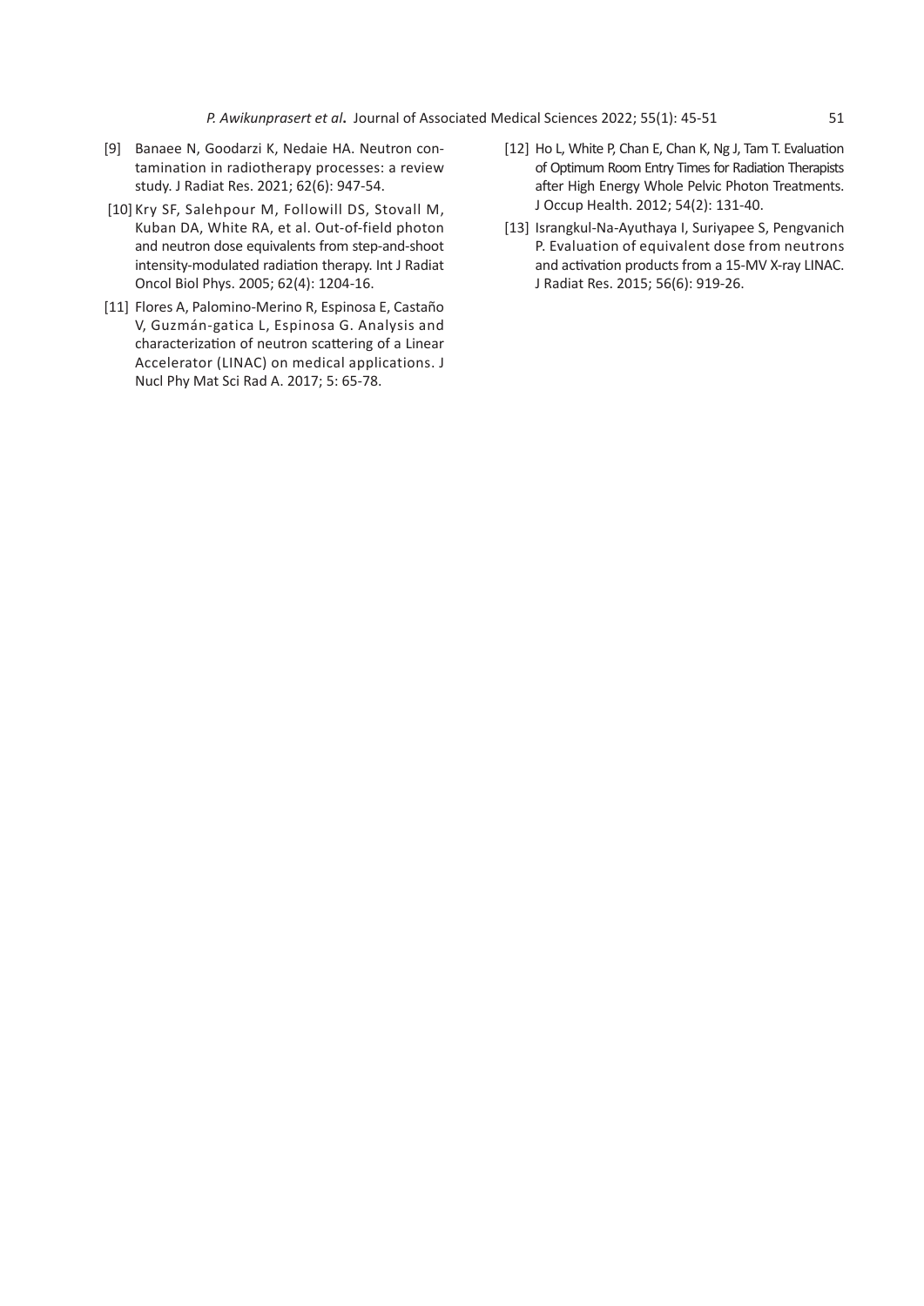[9] Banaee N, Goodarzi K, Nedaie HA. Neutron contamination in radiotherapy processes: a review study. J Radiat Res. 2021; 62(6): 947-54.

[10] Kry SF, Salehpour M, Followill DS, Stovall M, Kuban DA, White RA, et al. Out-of-field photon and neutron dose equivalents from step-and-shoot intensity-modulated radiation therapy. Int J Radiat Oncol Biol Phys. 2005; 62(4): 1204-16.

[11] Flores A, Palomino-Merino R, Espinosa E, Castaño V, Guzmán-gatica L, Espinosa G. Analysis and characterization of neutron scattering of a Linear Accelerator (LINAC) on medical applications. J Nucl Phy Mat Sci Rad A. 2017; 5: 65-78.

[12] Ho L, White P, Chan E, Chan K, Ng J, Tam T. Evaluation of Optimum Room Entry Times for Radiation Therapists after High Energy Whole Pelvic Photon Treatments. J Occup Health. 2012; 54(2): 131-40.

[13] Israngkul-Na-Ayuthaya I, Suriyapee S, Pengvanich P. Evaluation of equivalent dose from neutrons and activation products from a 15-MV X-ray LINAC. J Radiat Res. 2015; 56(6): 919-26.